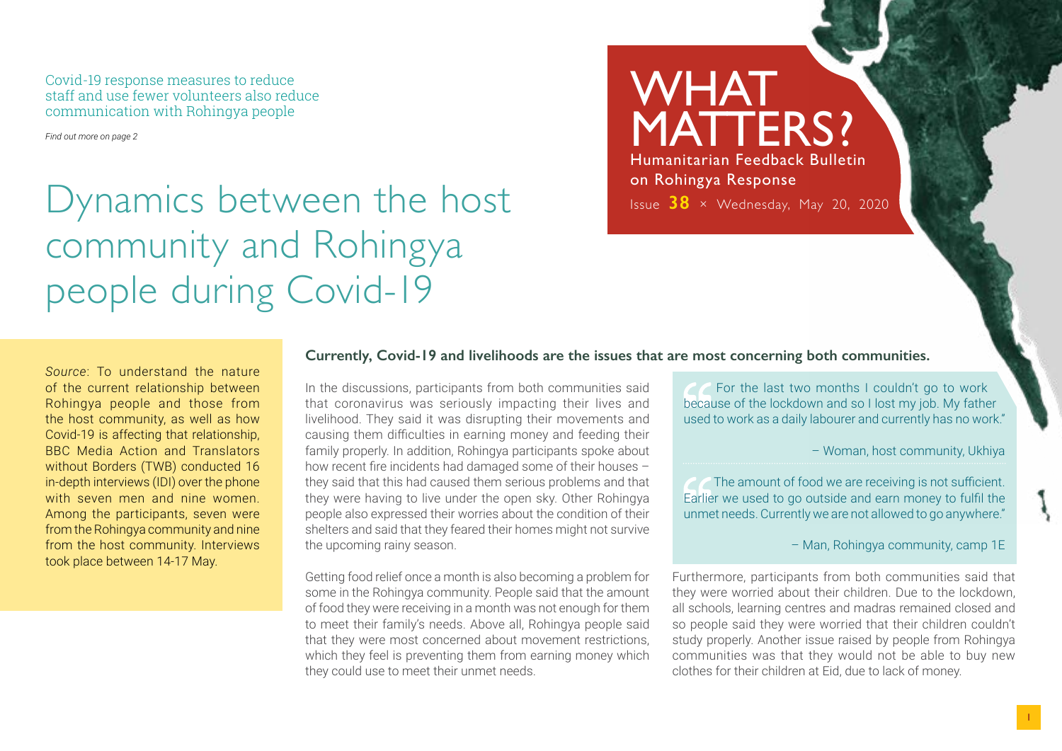Covid-19 response measures to reduce staff and use fewer volunteers also reduce communication with Rohingya people

*Find out more on page 2*

# WHAT MATTERS?

Humanitarian Feedback Bulletin on Rohingya Response

Issue **38** × Wednesday, May 20, 2020

# Dynamics between the host community and Rohingya people during Covid-19

*Source*: To understand the nature of the current relationship between Rohingya people and those from the host community, as well as how Covid-19 is affecting that relationship, BBC Media Action and Translators without Borders (TWB) conducted 16 in-depth interviews (IDI) over the phone with seven men and nine women. Among the participants, seven were from the Rohingya community and nine from the host community. Interviews took place between 14-17 May.

**Currently, Covid-19 and livelihoods are the issues that are most concerning both communities.**

In the discussions, participants from both communities said that coronavirus was seriously impacting their lives and livelihood. They said it was disrupting their movements and causing them difficulties in earning money and feeding their family properly. In addition, Rohingya participants spoke about how recent fire incidents had damaged some of their houses – they said that this had caused them serious problems and that they were having to live under the open sky. Other Rohingya people also expressed their worries about the condition of their shelters and said that they feared their homes might not survive the upcoming rainy season.

Getting food relief once a month is also becoming a problem for some in the Rohingya community. People said that the amount of food they were receiving in a month was not enough for them to meet their family's needs. Above all, Rohingya people said that they were most concerned about movement restrictions, which they feel is preventing them from earning money which they could use to meet their unmet needs.

> "For the last two months I couldn't go to work because of the lockdown and so I lost my job. My father used to work as a daily labourer and currently has no work."
>
> – Woman, host community, Ukhiya

> "The amount of food we are receiving is not sufficient. Earlier we used to go outside and earn money to fulfil the unmet needs. Currently we are not allowed to go anywhere."
>
> – Man, Rohingya community, camp 1E

Furthermore, participants from both communities said that they were worried about their children. Due to the lockdown, all schools, learning centres and madras remained closed and so people said they were worried that their children couldn't study properly. Another issue raised by people from Rohingya communities was that they would not be able to buy new clothes for their children at Eid, due to lack of money.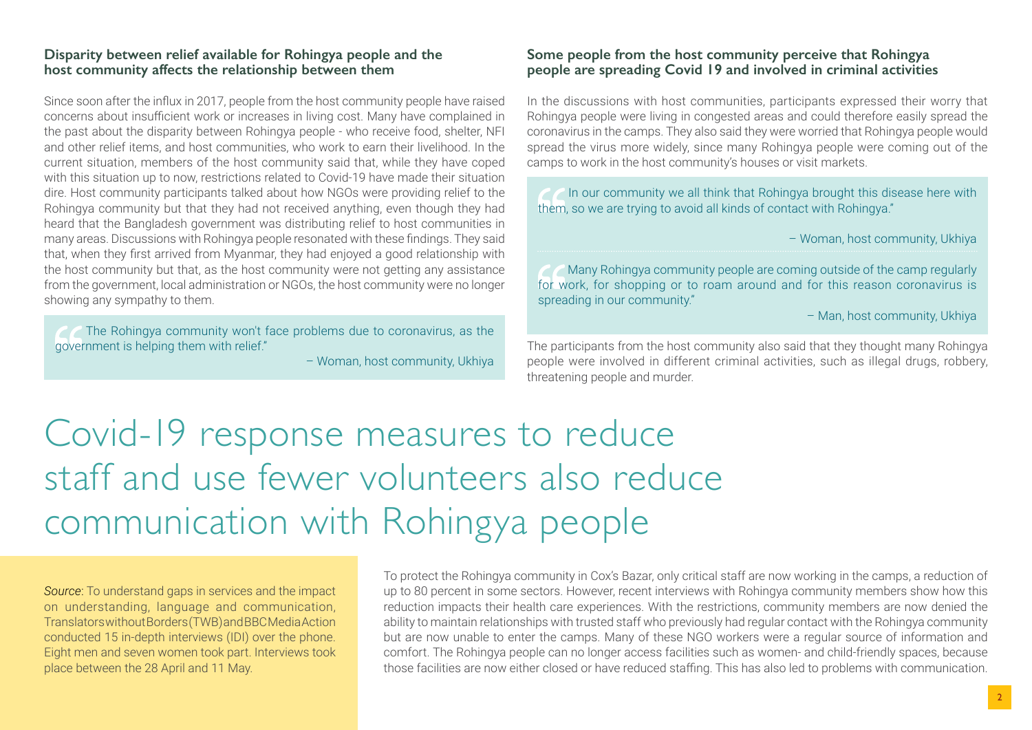### Disparity between relief available for Rohingya people and the host community affects the relationship between them

Since soon after the influx in 2017, people from the host community people have raised concerns about insufficient work or increases in living cost. Many have complained in the past about the disparity between Rohingya people - who receive food, shelter, NFI and other relief items, and host communities, who work to earn their livelihood. In the current situation, members of the host community said that, while they have coped with this situation up to now, restrictions related to Covid-19 have made their situation dire. Host community participants talked about how NGOs were providing relief to the Rohingya community but that they had not received anything, even though they had heard that the Bangladesh government was distributing relief to host communities in many areas. Discussions with Rohingya people resonated with these findings. They said that, when they first arrived from Myanmar, they had enjoyed a good relationship with the host community but that, as the host community were not getting any assistance from the government, local administration or NGOs, the host community were no longer showing any sympathy to them.

> "The Rohingya community won't face problems due to coronavirus, as the government is helping them with relief."
>
> – Woman, host community, Ukhiya

### Some people from the host community perceive that Rohingya people are spreading Covid 19 and involved in criminal activities

In the discussions with host communities, participants expressed their worry that Rohingya people were living in congested areas and could therefore easily spread the coronavirus in the camps. They also said they were worried that Rohingya people would spread the virus more widely, since many Rohingya people were coming out of the camps to work in the host community's houses or visit markets.

> "In our community we all think that Rohingya brought this disease here with them, so we are trying to avoid all kinds of contact with Rohingya."
>
> – Woman, host community, Ukhiya

> "Many Rohingya community people are coming outside of the camp regularly for work, for shopping or to roam around and for this reason coronavirus is spreading in our community."
>
> – Man, host community, Ukhiya

The participants from the host community also said that they thought many Rohingya people were involved in different criminal activities, such as illegal drugs, robbery, threatening people and murder.

# Covid-19 response measures to reduce staff and use fewer volunteers also reduce communication with Rohingya people

*Source*: To understand gaps in services and the impact on understanding, language and communication, Translators without Borders (TWB) and BBC Media Action conducted 15 in-depth interviews (IDI) over the phone. Eight men and seven women took part. Interviews took place between the 28 April and 11 May.

To protect the Rohingya community in Cox's Bazar, only critical staff are now working in the camps, a reduction of up to 80 percent in some sectors. However, recent interviews with Rohingya community members show how this reduction impacts their health care experiences. With the restrictions, community members are now denied the ability to maintain relationships with trusted staff who previously had regular contact with the Rohingya community but are now unable to enter the camps. Many of these NGO workers were a regular source of information and comfort. The Rohingya people can no longer access facilities such as women- and child-friendly spaces, because those facilities are now either closed or have reduced staffing. This has also led to problems with communication.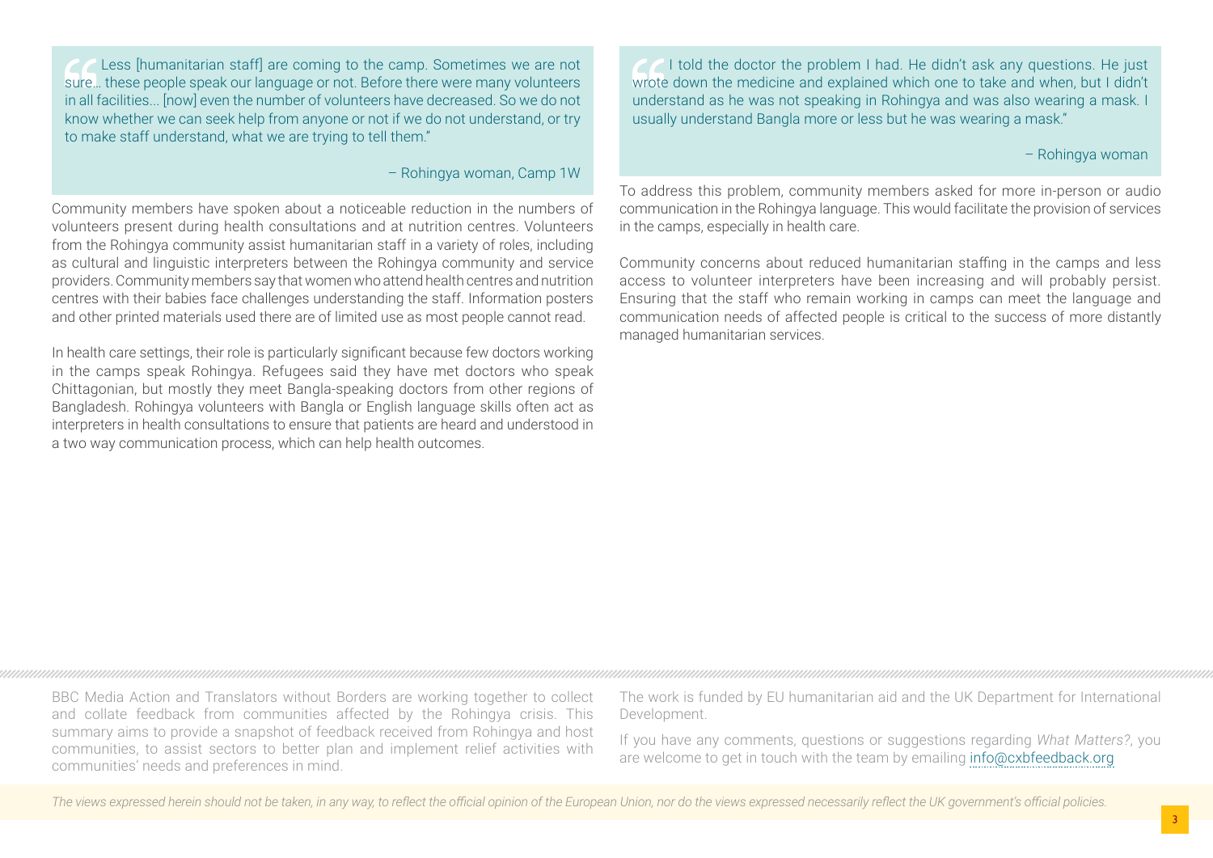> Less [humanitarian staff] are coming to the camp. Sometimes we are not sure... these people speak our language or not. Before there were many volunteers in all facilities... [now] even the number of volunteers have decreased. So we do not know whether we can seek help from anyone or not if we do not understand, or try to make staff understand, what we are trying to tell them."
>
> – Rohingya woman, Camp 1W

Community members have spoken about a noticeable reduction in the numbers of volunteers present during health consultations and at nutrition centres. Volunteers from the Rohingya community assist humanitarian staff in a variety of roles, including as cultural and linguistic interpreters between the Rohingya community and service providers. Community members say that women who attend health centres and nutrition centres with their babies face challenges understanding the staff. Information posters and other printed materials used there are of limited use as most people cannot read.

In health care settings, their role is particularly significant because few doctors working in the camps speak Rohingya. Refugees said they have met doctors who speak Chittagonian, but mostly they meet Bangla-speaking doctors from other regions of Bangladesh. Rohingya volunteers with Bangla or English language skills often act as interpreters in health consultations to ensure that patients are heard and understood in a two way communication process, which can help health outcomes.

> I told the doctor the problem I had. He didn't ask any questions. He just wrote down the medicine and explained which one to take and when, but I didn't understand as he was not speaking in Rohingya and was also wearing a mask. I usually understand Bangla more or less but he was wearing a mask."
>
> – Rohingya woman

To address this problem, community members asked for more in-person or audio communication in the Rohingya language. This would facilitate the provision of services in the camps, especially in health care.

Community concerns about reduced humanitarian staffing in the camps and less access to volunteer interpreters have been increasing and will probably persist. Ensuring that the staff who remain working in camps can meet the language and communication needs of affected people is critical to the success of more distantly managed humanitarian services.

---

BBC Media Action and Translators without Borders are working together to collect and collate feedback from communities affected by the Rohingya crisis. This summary aims to provide a snapshot of feedback received from Rohingya and host communities, to assist sectors to better plan and implement relief activities with communities' needs and preferences in mind.

The work is funded by EU humanitarian aid and the UK Department for International Development.

If you have any comments, questions or suggestions regarding *What Matters?*, you are welcome to get in touch with the team by emailing info@cxbfeedback.org

*The views expressed herein should not be taken, in any way, to reflect the official opinion of the European Union, nor do the views expressed necessarily reflect the UK government's official policies.*